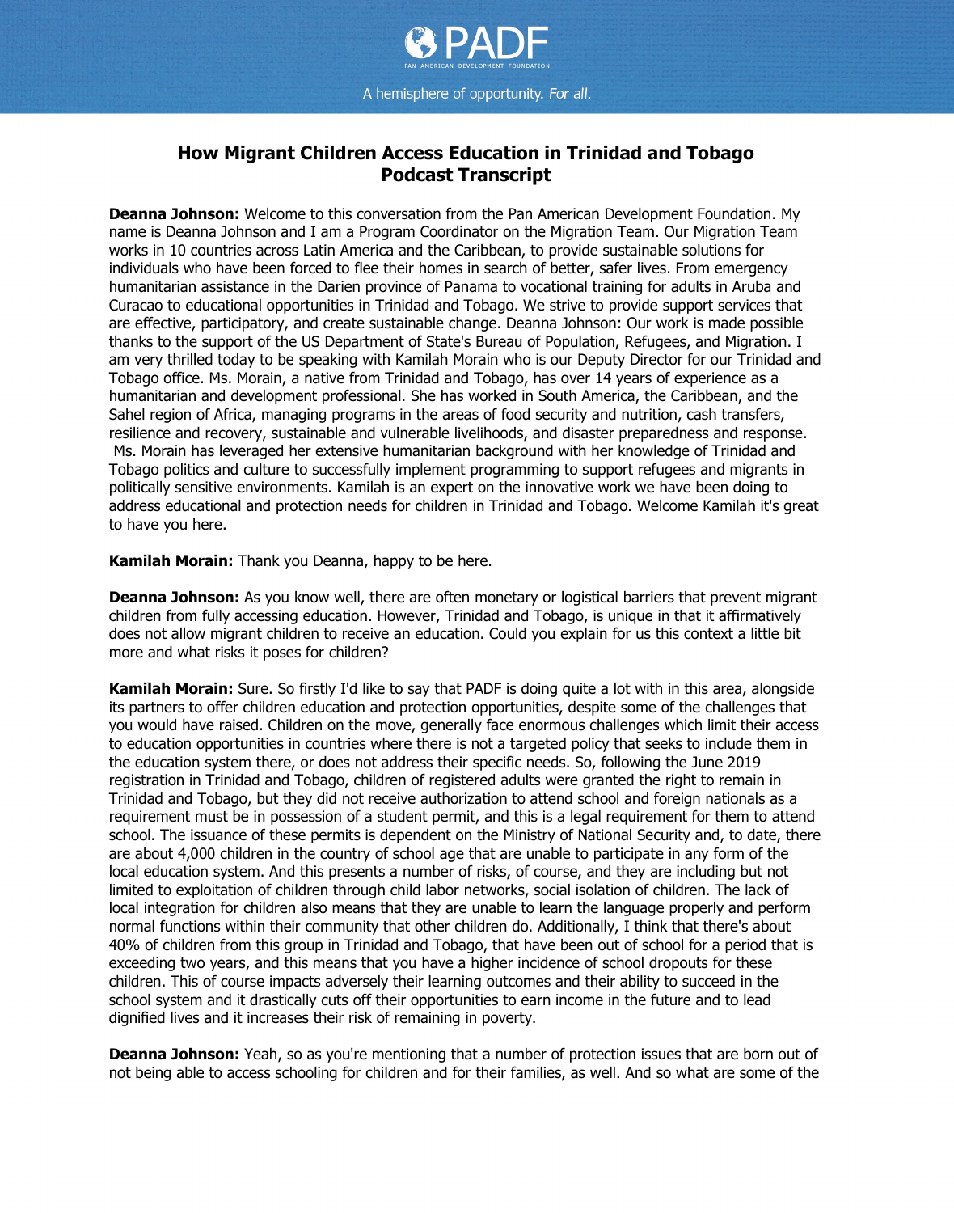# How Migrant Children Access Education in Trinidad and Tobago
## Podcast Transcript

**Deanna Johnson:** Welcome to this conversation from the Pan American Development Foundation. My name is Deanna Johnson and I am a Program Coordinator on the Migration Team. Our Migration Team works in 10 countries across Latin America and the Caribbean, to provide sustainable solutions for individuals who have been forced to flee their homes in search of better, safer lives. From emergency humanitarian assistance in the Darien province of Panama to vocational training for adults in Aruba and Curacao to educational opportunities in Trinidad and Tobago. We strive to provide support services that are effective, participatory, and create sustainable change. Deanna Johnson: Our work is made possible thanks to the support of the US Department of State's Bureau of Population, Refugees, and Migration. I am very thrilled today to be speaking with Kamilah Morain who is our Deputy Director for our Trinidad and Tobago office. Ms. Morain, a native from Trinidad and Tobago, has over 14 years of experience as a humanitarian and development professional. She has worked in South America, the Caribbean, and the Sahel region of Africa, managing programs in the areas of food security and nutrition, cash transfers, resilience and recovery, sustainable and vulnerable livelihoods, and disaster preparedness and response. Ms. Morain has leveraged her extensive humanitarian background with her knowledge of Trinidad and Tobago politics and culture to successfully implement programming to support refugees and migrants in politically sensitive environments. Kamilah is an expert on the innovative work we have been doing to address educational and protection needs for children in Trinidad and Tobago. Welcome Kamilah it's great to have you here.

**Kamilah Morain:** Thank you Deanna, happy to be here.

**Deanna Johnson:** As you know well, there are often monetary or logistical barriers that prevent migrant children from fully accessing education. However, Trinidad and Tobago, is unique in that it affirmatively does not allow migrant children to receive an education. Could you explain for us this context a little bit more and what risks it poses for children?

**Kamilah Morain:** Sure. So firstly I'd like to say that PADF is doing quite a lot with in this area, alongside its partners to offer children education and protection opportunities, despite some of the challenges that you would have raised. Children on the move, generally face enormous challenges which limit their access to education opportunities in countries where there is not a targeted policy that seeks to include them in the education system there, or does not address their specific needs. So, following the June 2019 registration in Trinidad and Tobago, children of registered adults were granted the right to remain in Trinidad and Tobago, but they did not receive authorization to attend school and foreign nationals as a requirement must be in possession of a student permit, and this is a legal requirement for them to attend school. The issuance of these permits is dependent on the Ministry of National Security and, to date, there are about 4,000 children in the country of school age that are unable to participate in any form of the local education system. And this presents a number of risks, of course, and they are including but not limited to exploitation of children through child labor networks, social isolation of children. The lack of local integration for children also means that they are unable to learn the language properly and perform normal functions within their community that other children do. Additionally, I think that there's about 40% of children from this group in Trinidad and Tobago, that have been out of school for a period that is exceeding two years, and this means that you have a higher incidence of school dropouts for these children. This of course impacts adversely their learning outcomes and their ability to succeed in the school system and it drastically cuts off their opportunities to earn income in the future and to lead dignified lives and it increases their risk of remaining in poverty.

**Deanna Johnson:** Yeah, so as you're mentioning that a number of protection issues that are born out of not being able to access schooling for children and for their families, as well. And so what are some of the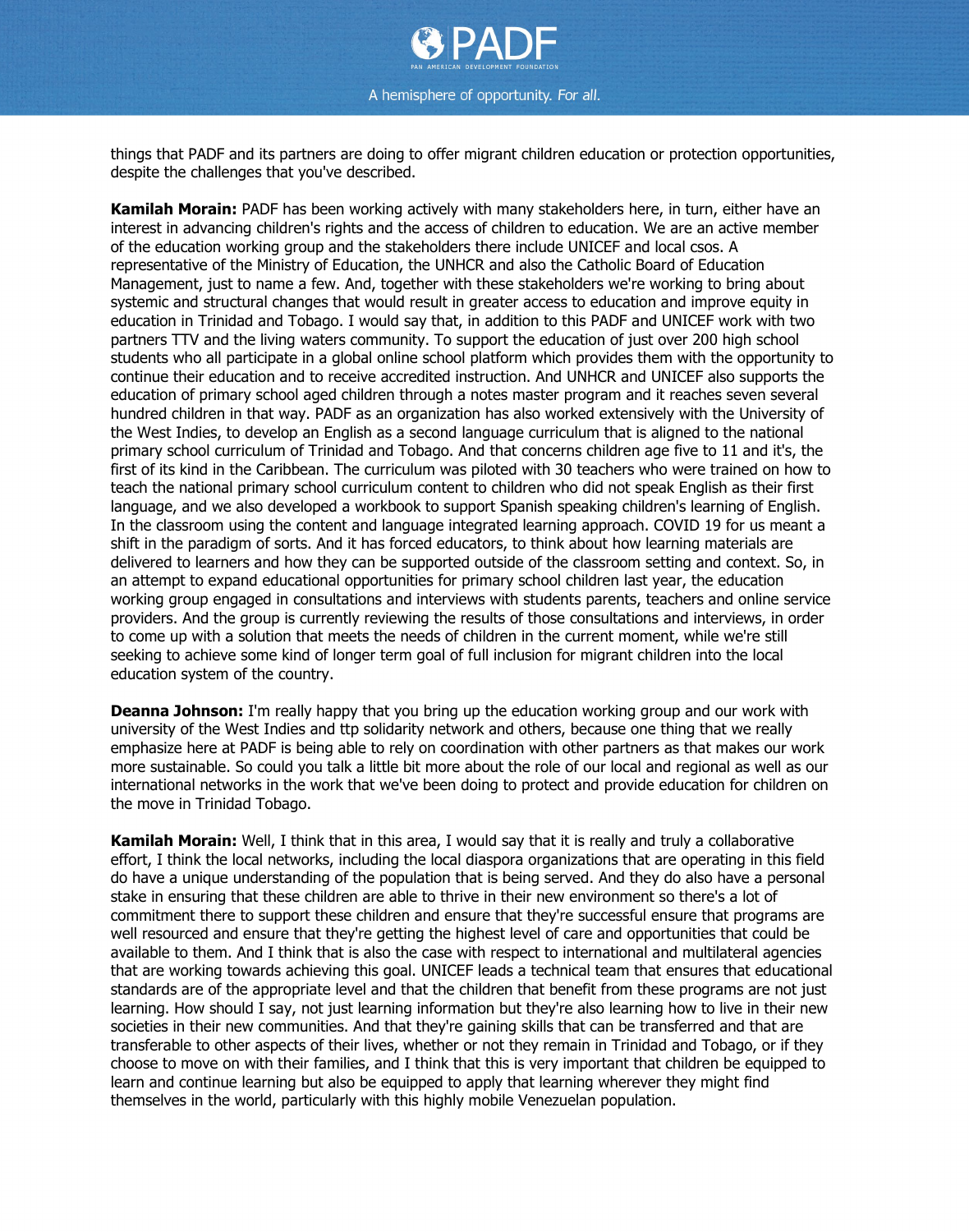things that PADF and its partners are doing to offer migrant children education or protection opportunities, despite the challenges that you've described.

**Kamilah Morain:** PADF has been working actively with many stakeholders here, in turn, either have an interest in advancing children's rights and the access of children to education. We are an active member of the education working group and the stakeholders there include UNICEF and local csos. A representative of the Ministry of Education, the UNHCR and also the Catholic Board of Education Management, just to name a few. And, together with these stakeholders we're working to bring about systemic and structural changes that would result in greater access to education and improve equity in education in Trinidad and Tobago. I would say that, in addition to this PADF and UNICEF work with two partners TTV and the living waters community. To support the education of just over 200 high school students who all participate in a global online school platform which provides them with the opportunity to continue their education and to receive accredited instruction. And UNHCR and UNICEF also supports the education of primary school aged children through a notes master program and it reaches seven several hundred children in that way. PADF as an organization has also worked extensively with the University of the West Indies, to develop an English as a second language curriculum that is aligned to the national primary school curriculum of Trinidad and Tobago. And that concerns children age five to 11 and it's, the first of its kind in the Caribbean. The curriculum was piloted with 30 teachers who were trained on how to teach the national primary school curriculum content to children who did not speak English as their first language, and we also developed a workbook to support Spanish speaking children's learning of English. In the classroom using the content and language integrated learning approach. COVID 19 for us meant a shift in the paradigm of sorts. And it has forced educators, to think about how learning materials are delivered to learners and how they can be supported outside of the classroom setting and context. So, in an attempt to expand educational opportunities for primary school children last year, the education working group engaged in consultations and interviews with students parents, teachers and online service providers. And the group is currently reviewing the results of those consultations and interviews, in order to come up with a solution that meets the needs of children in the current moment, while we're still seeking to achieve some kind of longer term goal of full inclusion for migrant children into the local education system of the country.

**Deanna Johnson:** I'm really happy that you bring up the education working group and our work with university of the West Indies and ttp solidarity network and others, because one thing that we really emphasize here at PADF is being able to rely on coordination with other partners as that makes our work more sustainable. So could you talk a little bit more about the role of our local and regional as well as our international networks in the work that we've been doing to protect and provide education for children on the move in Trinidad Tobago.

**Kamilah Morain:** Well, I think that in this area, I would say that it is really and truly a collaborative effort, I think the local networks, including the local diaspora organizations that are operating in this field do have a unique understanding of the population that is being served. And they do also have a personal stake in ensuring that these children are able to thrive in their new environment so there's a lot of commitment there to support these children and ensure that they're successful ensure that programs are well resourced and ensure that they're getting the highest level of care and opportunities that could be available to them. And I think that is also the case with respect to international and multilateral agencies that are working towards achieving this goal. UNICEF leads a technical team that ensures that educational standards are of the appropriate level and that the children that benefit from these programs are not just learning. How should I say, not just learning information but they're also learning how to live in their new societies in their new communities. And that they're gaining skills that can be transferred and that are transferable to other aspects of their lives, whether or not they remain in Trinidad and Tobago, or if they choose to move on with their families, and I think that this is very important that children be equipped to learn and continue learning but also be equipped to apply that learning wherever they might find themselves in the world, particularly with this highly mobile Venezuelan population.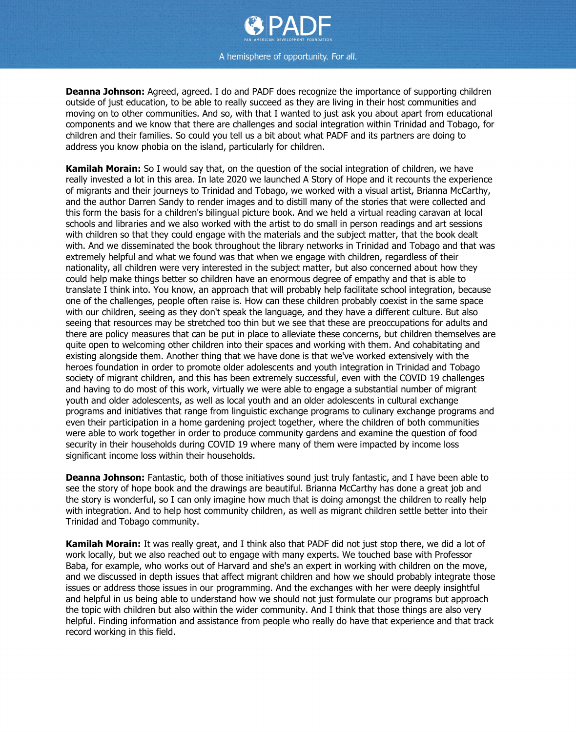**Deanna Johnson:** Agreed, agreed. I do and PADF does recognize the importance of supporting children outside of just education, to be able to really succeed as they are living in their host communities and moving on to other communities. And so, with that I wanted to just ask you about apart from educational components and we know that there are challenges and social integration within Trinidad and Tobago, for children and their families. So could you tell us a bit about what PADF and its partners are doing to address you know phobia on the island, particularly for children.

**Kamilah Morain:** So I would say that, on the question of the social integration of children, we have really invested a lot in this area. In late 2020 we launched A Story of Hope and it recounts the experience of migrants and their journeys to Trinidad and Tobago, we worked with a visual artist, Brianna McCarthy, and the author Darren Sandy to render images and to distill many of the stories that were collected and this form the basis for a children's bilingual picture book. And we held a virtual reading caravan at local schools and libraries and we also worked with the artist to do small in person readings and art sessions with children so that they could engage with the materials and the subject matter, that the book dealt with. And we disseminated the book throughout the library networks in Trinidad and Tobago and that was extremely helpful and what we found was that when we engage with children, regardless of their nationality, all children were very interested in the subject matter, but also concerned about how they could help make things better so children have an enormous degree of empathy and that is able to translate I think into. You know, an approach that will probably help facilitate school integration, because one of the challenges, people often raise is. How can these children probably coexist in the same space with our children, seeing as they don't speak the language, and they have a different culture. But also seeing that resources may be stretched too thin but we see that these are preoccupations for adults and there are policy measures that can be put in place to alleviate these concerns, but children themselves are quite open to welcoming other children into their spaces and working with them. And cohabitating and existing alongside them. Another thing that we have done is that we've worked extensively with the heroes foundation in order to promote older adolescents and youth integration in Trinidad and Tobago society of migrant children, and this has been extremely successful, even with the COVID 19 challenges and having to do most of this work, virtually we were able to engage a substantial number of migrant youth and older adolescents, as well as local youth and an older adolescents in cultural exchange programs and initiatives that range from linguistic exchange programs to culinary exchange programs and even their participation in a home gardening project together, where the children of both communities were able to work together in order to produce community gardens and examine the question of food security in their households during COVID 19 where many of them were impacted by income loss significant income loss within their households.

**Deanna Johnson:** Fantastic, both of those initiatives sound just truly fantastic, and I have been able to see the story of hope book and the drawings are beautiful. Brianna McCarthy has done a great job and the story is wonderful, so I can only imagine how much that is doing amongst the children to really help with integration. And to help host community children, as well as migrant children settle better into their Trinidad and Tobago community.

**Kamilah Morain:** It was really great, and I think also that PADF did not just stop there, we did a lot of work locally, but we also reached out to engage with many experts. We touched base with Professor Baba, for example, who works out of Harvard and she's an expert in working with children on the move, and we discussed in depth issues that affect migrant children and how we should probably integrate those issues or address those issues in our programming. And the exchanges with her were deeply insightful and helpful in us being able to understand how we should not just formulate our programs but approach the topic with children but also within the wider community. And I think that those things are also very helpful. Finding information and assistance from people who really do have that experience and that track record working in this field.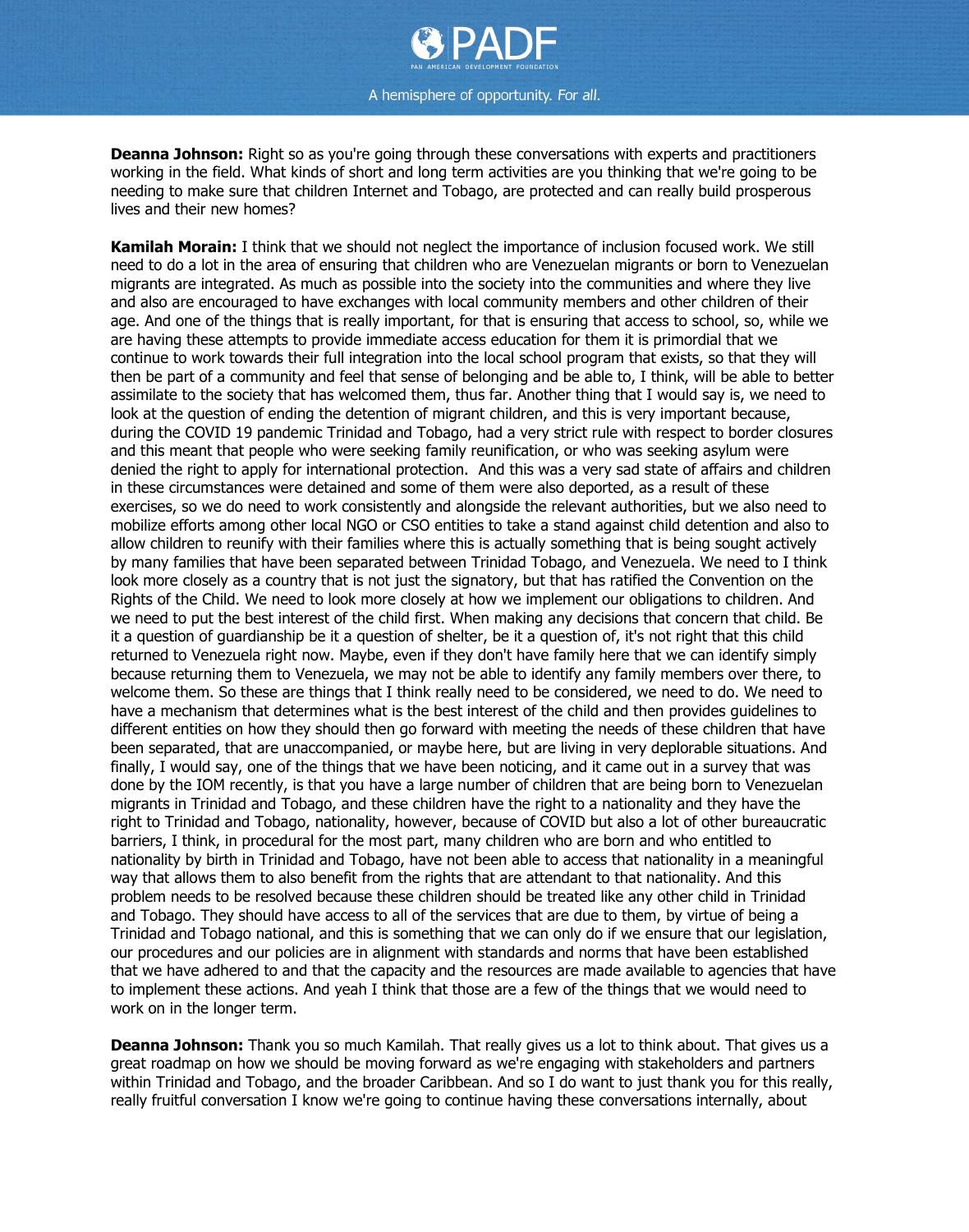**Deanna Johnson:** Right so as you're going through these conversations with experts and practitioners working in the field. What kinds of short and long term activities are you thinking that we're going to be needing to make sure that children Internet and Tobago, are protected and can really build prosperous lives and their new homes?

**Kamilah Morain:** I think that we should not neglect the importance of inclusion focused work. We still need to do a lot in the area of ensuring that children who are Venezuelan migrants or born to Venezuelan migrants are integrated. As much as possible into the society into the communities and where they live and also are encouraged to have exchanges with local community members and other children of their age. And one of the things that is really important, for that is ensuring that access to school, so, while we are having these attempts to provide immediate access education for them it is primordial that we continue to work towards their full integration into the local school program that exists, so that they will then be part of a community and feel that sense of belonging and be able to, I think, will be able to better assimilate to the society that has welcomed them, thus far. Another thing that I would say is, we need to look at the question of ending the detention of migrant children, and this is very important because, during the COVID 19 pandemic Trinidad and Tobago, had a very strict rule with respect to border closures and this meant that people who were seeking family reunification, or who was seeking asylum were denied the right to apply for international protection. And this was a very sad state of affairs and children in these circumstances were detained and some of them were also deported, as a result of these exercises, so we do need to work consistently and alongside the relevant authorities, but we also need to mobilize efforts among other local NGO or CSO entities to take a stand against child detention and also to allow children to reunify with their families where this is actually something that is being sought actively by many families that have been separated between Trinidad Tobago, and Venezuela. We need to I think look more closely as a country that is not just the signatory, but that has ratified the Convention on the Rights of the Child. We need to look more closely at how we implement our obligations to children. And we need to put the best interest of the child first. When making any decisions that concern that child. Be it a question of guardianship be it a question of shelter, be it a question of, it's not right that this child returned to Venezuela right now. Maybe, even if they don't have family here that we can identify simply because returning them to Venezuela, we may not be able to identify any family members over there, to welcome them. So these are things that I think really need to be considered, we need to do. We need to have a mechanism that determines what is the best interest of the child and then provides guidelines to different entities on how they should then go forward with meeting the needs of these children that have been separated, that are unaccompanied, or maybe here, but are living in very deplorable situations. And finally, I would say, one of the things that we have been noticing, and it came out in a survey that was done by the IOM recently, is that you have a large number of children that are being born to Venezuelan migrants in Trinidad and Tobago, and these children have the right to a nationality and they have the right to Trinidad and Tobago, nationality, however, because of COVID but also a lot of other bureaucratic barriers, I think, in procedural for the most part, many children who are born and who entitled to nationality by birth in Trinidad and Tobago, have not been able to access that nationality in a meaningful way that allows them to also benefit from the rights that are attendant to that nationality. And this problem needs to be resolved because these children should be treated like any other child in Trinidad and Tobago. They should have access to all of the services that are due to them, by virtue of being a Trinidad and Tobago national, and this is something that we can only do if we ensure that our legislation, our procedures and our policies are in alignment with standards and norms that have been established that we have adhered to and that the capacity and the resources are made available to agencies that have to implement these actions. And yeah I think that those are a few of the things that we would need to work on in the longer term.

**Deanna Johnson:** Thank you so much Kamilah. That really gives us a lot to think about. That gives us a great roadmap on how we should be moving forward as we're engaging with stakeholders and partners within Trinidad and Tobago, and the broader Caribbean. And so I do want to just thank you for this really, really fruitful conversation I know we're going to continue having these conversations internally, about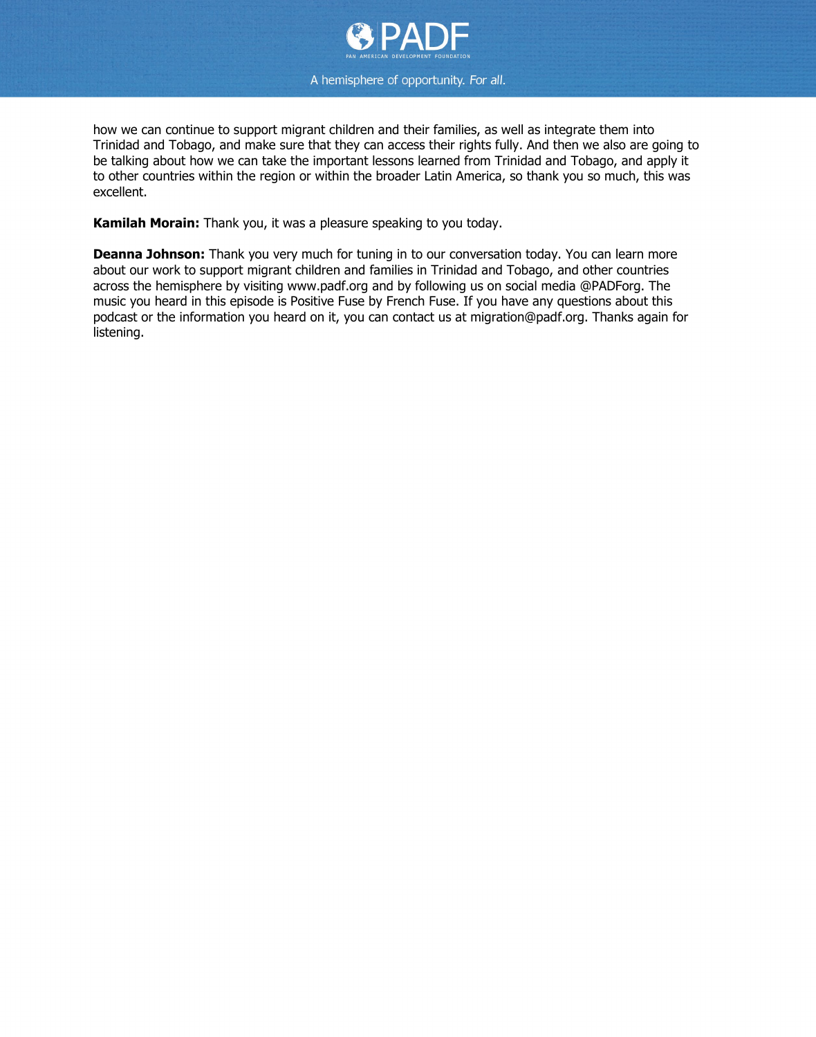how we can continue to support migrant children and their families, as well as integrate them into Trinidad and Tobago, and make sure that they can access their rights fully. And then we also are going to be talking about how we can take the important lessons learned from Trinidad and Tobago, and apply it to other countries within the region or within the broader Latin America, so thank you so much, this was excellent.

**Kamilah Morain:** Thank you, it was a pleasure speaking to you today.

**Deanna Johnson:** Thank you very much for tuning in to our conversation today. You can learn more about our work to support migrant children and families in Trinidad and Tobago, and other countries across the hemisphere by visiting www.padf.org and by following us on social media @PADForg. The music you heard in this episode is Positive Fuse by French Fuse. If you have any questions about this podcast or the information you heard on it, you can contact us at migration@padf.org. Thanks again for listening.